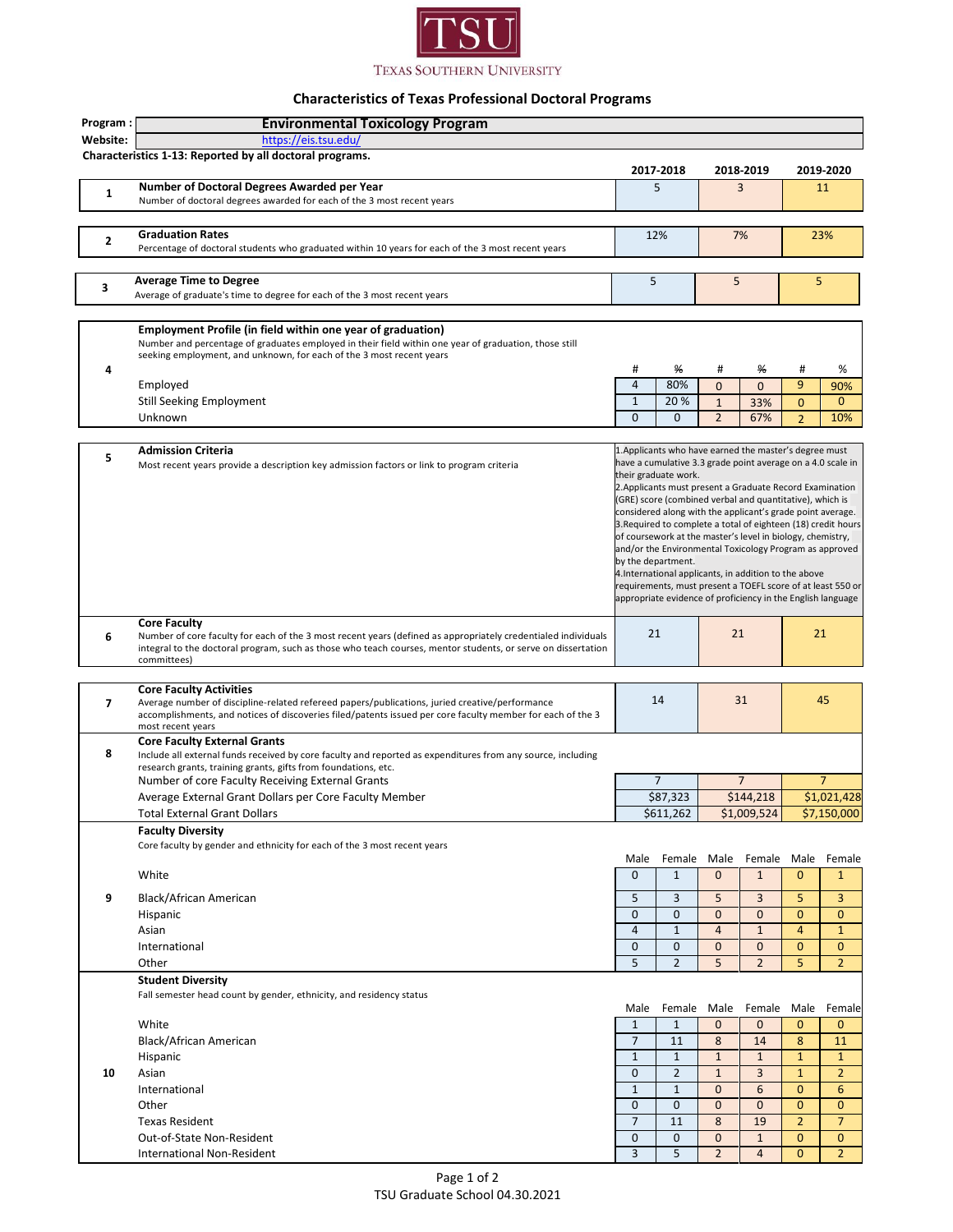Texas Southern University

## Characteristics of Texas Professional Doctoral Programs

**Program :** **Environmental Toxicology Program**
**Website:** https://eis.tsu.edu/

**Characteristics 1-13: Reported by all doctoral programs.**

| # | Characteristic | 2017-2018 | 2018-2019 | 2019-2020 |
|---|---|---|---|---|
| 1 | **Number of Doctoral Degrees Awarded per Year** Number of doctoral degrees awarded for each of the 3 most recent years | 5 | 3 | 11 |
| 2 | **Graduation Rates** Percentage of doctoral students who graduated within 10 years for each of the 3 most recent years | 12% | 7% | 23% |
| 3 | **Average Time to Degree** Average of graduate's time to degree for each of the 3 most recent years | 5 | 5 | 5 |

### 4 Employment Profile (in field within one year of graduation)

Number and percentage of graduates employed in their field within one year of graduation, those still seeking employment, and unknown, for each of the 3 most recent years

| | 2017-2018 # | 2017-2018 % | 2018-2019 # | 2018-2019 % | 2019-2020 # | 2019-2020 % |
|---|---|---|---|---|---|---|
| Employed | 4 | 80% | 0 | 0 | 9 | 90% |
| Still Seeking Employment | 1 | 20 % | 1 | 33% | 0 | 0 |
| Unknown | 0 | 0 | 2 | 67% | 2 | 10% |

### 5 Admission Criteria

Most recent years provide a description key admission factors or link to program criteria

1. Applicants who have earned the master's degree must have a cumulative 3.3 grade point average on a 4.0 scale in their graduate work.
2. Applicants must present a Graduate Record Examination (GRE) score (combined verbal and quantitative), which is considered along with the applicant's grade point average.
3. Required to complete a total of eighteen (18) credit hours of coursework at the master's level in biology, chemistry, and/or the Environmental Toxicology Program as approved by the department.
4. International applicants, in addition to the above requirements, must present a TOEFL score of at least 550 or appropriate evidence of proficiency in the English language

| # | Characteristic | 2017-2018 | 2018-2019 | 2019-2020 |
|---|---|---|---|---|
| 6 | **Core Faculty** Number of core faculty for each of the 3 most recent years (defined as appropriately credentialed individuals integral to the doctoral program, such as those who teach courses, mentor students, or serve on dissertation committees) | 21 | 21 | 21 |
| 7 | **Core Faculty Activities** Average number of discipline-related refereed papers/publications, juried creative/performance accomplishments, and notices of discoveries filed/patents issued per core faculty member for each of the 3 most recent years | 14 | 31 | 45 |

### 8 Core Faculty External Grants

Include all external funds received by core faculty and reported as expenditures from any source, including research grants, training grants, gifts from foundations, etc.

| | 2017-2018 | 2018-2019 | 2019-2020 |
|---|---|---|---|
| Number of core Faculty Receiving External Grants | 7 | 7 | 7 |
| Average External Grant Dollars per Core Faculty Member | $87,323 | $144,218 | $1,021,428 |
| Total External Grant Dollars | $611,262 | $1,009,524 | $7,150,000 |

### 9 Faculty Diversity

Core faculty by gender and ethnicity for each of the 3 most recent years

| | 2017-2018 Male | 2017-2018 Female | 2018-2019 Male | 2018-2019 Female | 2019-2020 Male | 2019-2020 Female |
|---|---|---|---|---|---|---|
| White | 0 | 1 | 0 | 1 | 0 | 1 |
| Black/African American | 5 | 3 | 5 | 3 | 5 | 3 |
| Hispanic | 0 | 0 | 0 | 0 | 0 | 0 |
| Asian | 4 | 1 | 4 | 1 | 4 | 1 |
| International | 0 | 0 | 0 | 0 | 0 | 0 |
| Other | 5 | 2 | 5 | 2 | 5 | 2 |

### 10 Student Diversity

Fall semester head count by gender, ethnicity, and residency status

| | 2017-2018 Male | 2017-2018 Female | 2018-2019 Male | 2018-2019 Female | 2019-2020 Male | 2019-2020 Female |
|---|---|---|---|---|---|---|
| White | 1 | 1 | 0 | 0 | 0 | 0 |
| Black/African American | 7 | 11 | 8 | 14 | 8 | 11 |
| Hispanic | 1 | 1 | 1 | 1 | 1 | 1 |
| Asian | 0 | 2 | 1 | 3 | 1 | 2 |
| International | 1 | 1 | 0 | 6 | 0 | 6 |
| Other | 0 | 0 | 0 | 0 | 0 | 0 |
| Texas Resident | 7 | 11 | 8 | 19 | 2 | 7 |
| Out-of-State Non-Resident | 0 | 0 | 0 | 1 | 0 | 0 |
| International Non-Resident | 3 | 5 | 2 | 4 | 0 | 2 |

TSU Graduate School 04.30.2021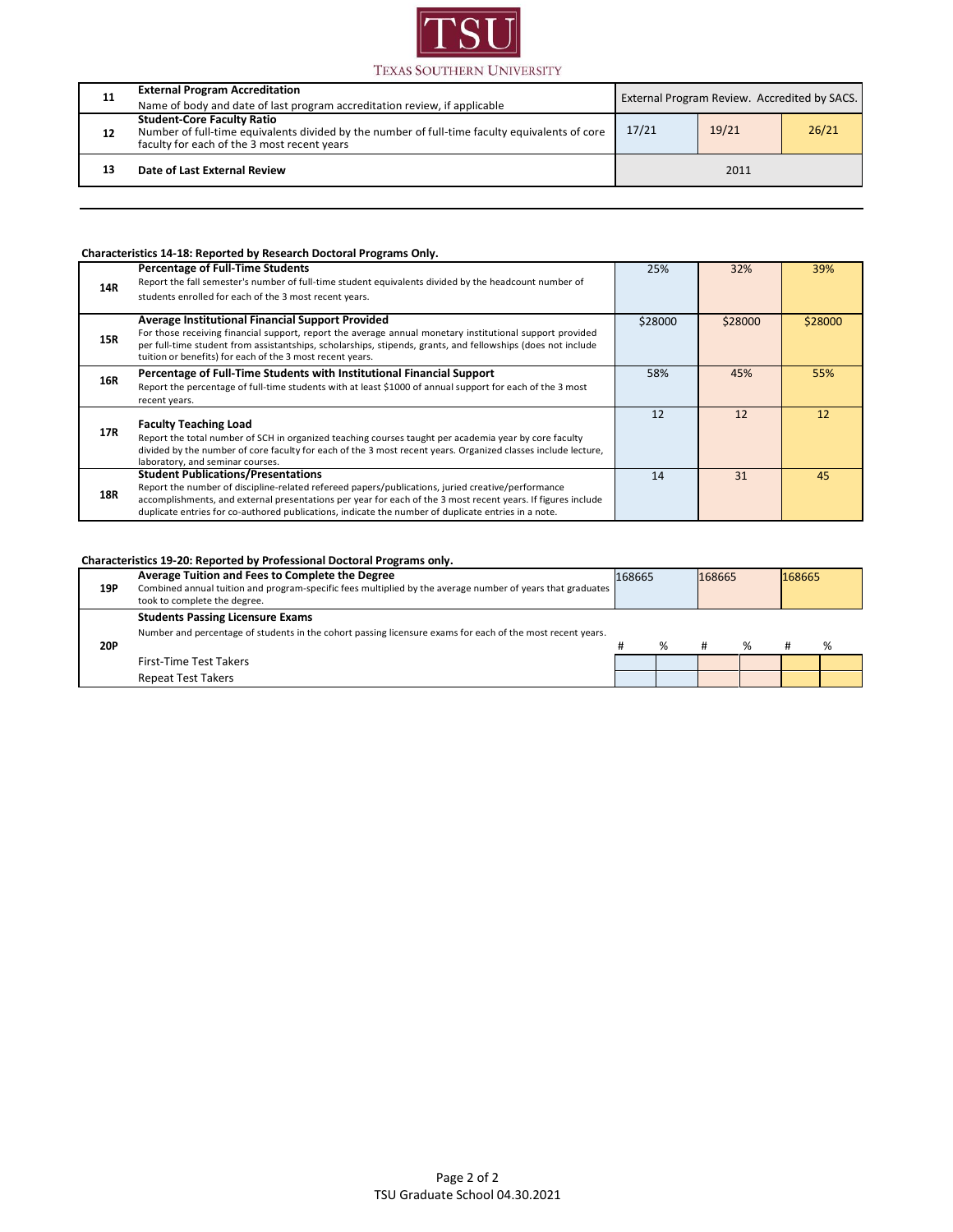TSU

TEXAS SOUTHERN UNIVERSITY

| | | | | |
|---|---|---|---|---|
| 11 | **External Program Accreditation**<br>Name of body and date of last program accreditation review, if applicable | External Program Review. Accredited by SACS. | | |
| 12 | **Student-Core Faculty Ratio**<br>Number of full-time equivalents divided by the number of full-time faculty equivalents of core faculty for each of the 3 most recent years | 17/21 | 19/21 | 26/21 |
| 13 | **Date of Last External Review** | 2011 | | |

**Characteristics 14-18: Reported by Research Doctoral Programs Only.**

| | | | | |
|---|---|---|---|---|
| 14R | **Percentage of Full-Time Students**<br>Report the fall semester's number of full-time student equivalents divided by the headcount number of students enrolled for each of the 3 most recent years. | 25% | 32% | 39% |
| 15R | **Average Institutional Financial Support Provided**<br>For those receiving financial support, report the average annual monetary institutional support provided per full-time student from assistantships, scholarships, stipends, grants, and fellowships (does not include tuition or benefits) for each of the 3 most recent years. | \$28000 | \$28000 | \$28000 |
| 16R | **Percentage of Full-Time Students with Institutional Financial Support**<br>Report the percentage of full-time students with at least \$1000 of annual support for each of the 3 most recent years. | 58% | 45% | 55% |
| 17R | **Faculty Teaching Load**<br>Report the total number of SCH in organized teaching courses taught per academia year by core faculty divided by the number of core faculty for each of the 3 most recent years. Organized classes include lecture, laboratory, and seminar courses. | 12 | 12 | 12 |
| 18R | **Student Publications/Presentations**<br>Report the number of discipline-related refereed papers/publications, juried creative/performance accomplishments, and external presentations per year for each of the 3 most recent years. If figures include duplicate entries for co-authored publications, indicate the number of duplicate entries in a note. | 14 | 31 | 45 |

**Characteristics 19-20: Reported by Professional Doctoral Programs only.**

| | | | | | | | |
|---|---|---|---|---|---|---|---|
| 19P | **Average Tuition and Fees to Complete the Degree**<br>Combined annual tuition and program-specific fees multiplied by the average number of years that graduates took to complete the degree. | 168665 | | 168665 | | 168665 | |
| 20P | **Students Passing Licensure Exams**<br>Number and percentage of students in the cohort passing licensure exams for each of the 3 most recent years. | # | % | # | % | # | % |
| | First-Time Test Takers | | | | | | |
| | Repeat Test Takers | | | | | | |

TSU Graduate School 04.30.2021